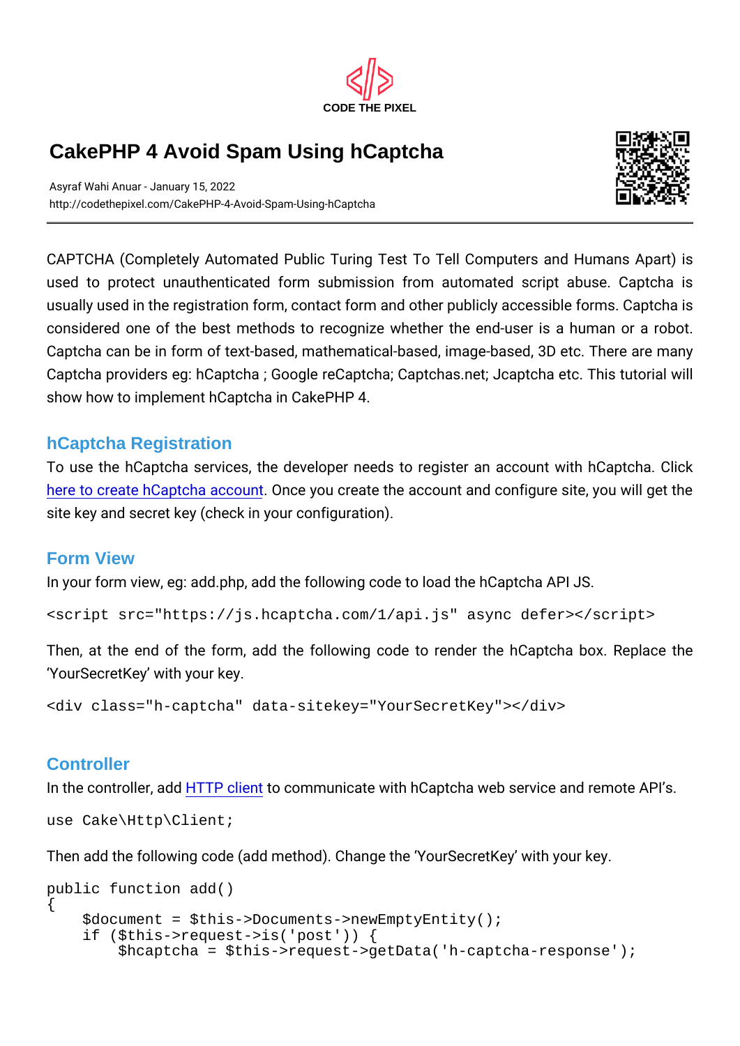CODE THE PIXEL

# CakePHP 4 Avoid Spam Using hCaptcha

Asyraf Wahi Anuar - January 15, 2022
http://codethepixel.com/CakePHP-4-Avoid-Spam-Using-hCaptcha

CAPTCHA (Completely Automated Public Turing Test To Tell Computers and Humans Apart) is used to protect unauthenticated form submission from automated script abuse. Captcha is usually used in the registration form, contact form and other publicly accessible forms. Captcha is considered one of the best methods to recognize whether the end-user is a human or a robot. Captcha can be in form of text-based, mathematical-based, image-based, 3D etc. There are many Captcha providers eg: hCaptcha ; Google reCaptcha; Captchas.net; Jcaptcha etc. This tutorial will show how to implement hCaptcha in CakePHP 4.

## hCaptcha Registration

To use the hCaptcha services, the developer needs to register an account with hCaptcha. Click here to create hCaptcha account. Once you create the account and configure site, you will get the site key and secret key (check in your configuration).

## Form View

In your form view, eg: add.php, add the following code to load the hCaptcha API JS.

```
<script src="https://js.hcaptcha.com/1/api.js" async defer></script>
```

Then, at the end of the form, add the following code to render the hCaptcha box. Replace the 'YourSecretKey' with your key.

```
<div class="h-captcha" data-sitekey="YourSecretKey"></div>
```

## Controller

In the controller, add HTTP client to communicate with hCaptcha web service and remote API's.

```
use Cake\Http\Client;
```

Then add the following code (add method). Change the 'YourSecretKey' with your key.

```
public function add()
{
    $document = $this->Documents->newEmptyEntity();
    if ($this->request->is('post')) {
        $hcaptcha = $this->request->getData('h-captcha-response');
```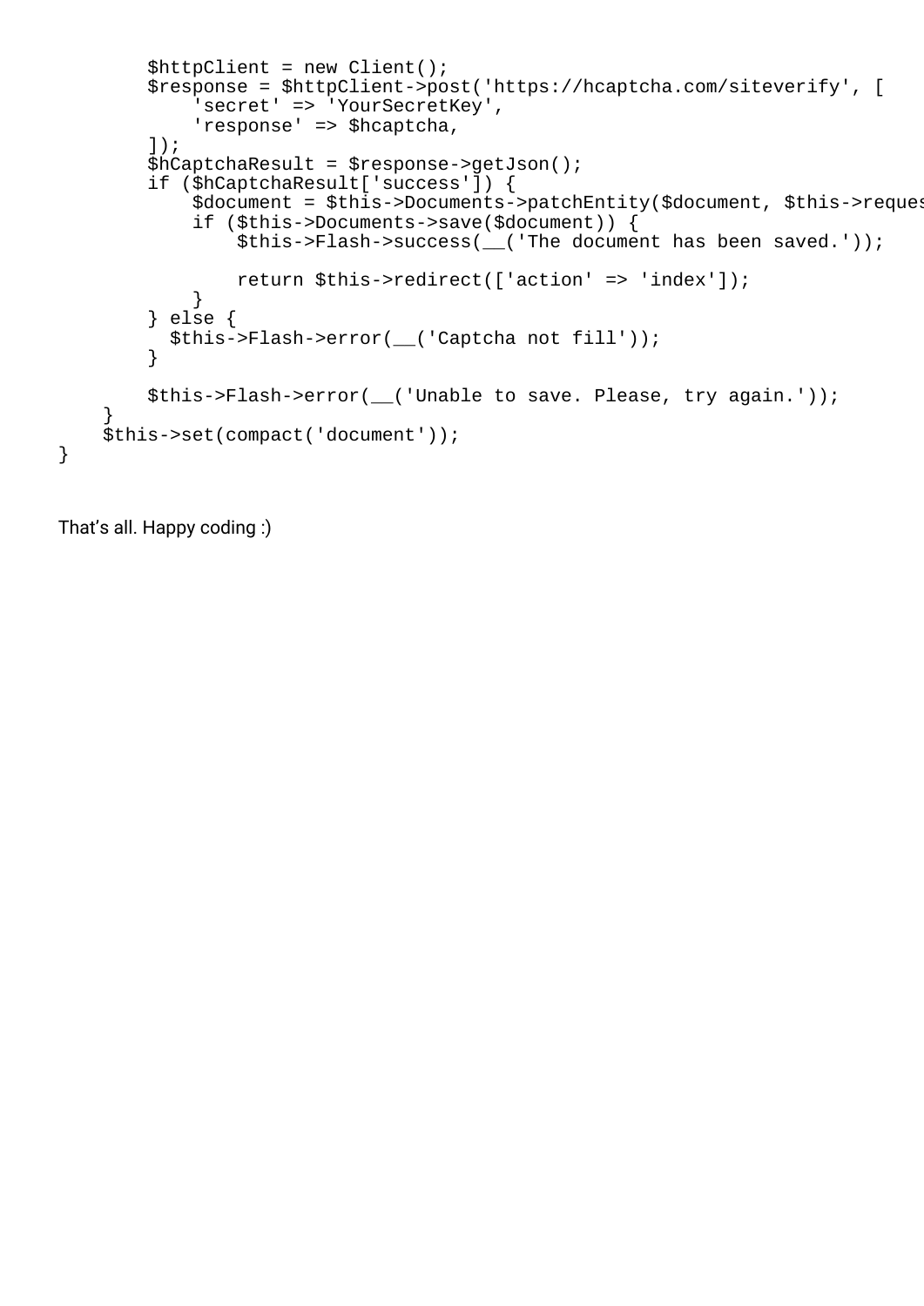```
        $httpClient = new Client();
        $response = $httpClient->post('https://hcaptcha.com/siteverify', [
            'secret' => 'YourSecretKey',
            'response' => $hcaptcha,
        ]);
        $hCaptchaResult = $response->getJson();
        if ($hCaptchaResult['success']) {
            $document = $this->Documents->patchEntity($document, $this->reques
            if ($this->Documents->save($document)) {
                $this->Flash->success(__('The document has been saved.'));

                return $this->redirect(['action' => 'index']);
            }
        } else {
          $this->Flash->error(__('Captcha not fill'));
        }

        $this->Flash->error(__('Unable to save. Please, try again.'));
    }
    $this->set(compact('document'));
}
```

That’s all. Happy coding :)